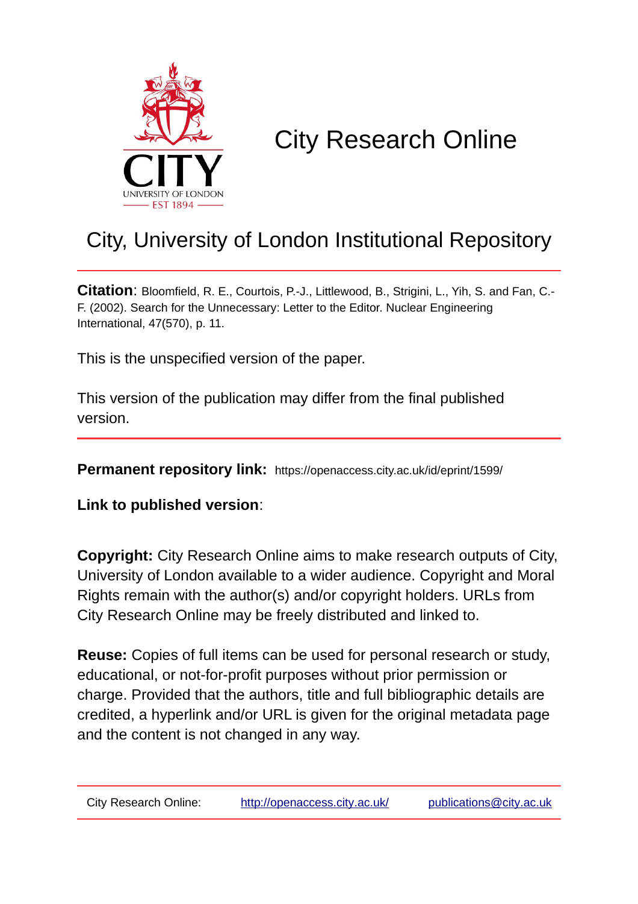# City Research Online

## City, University of London Institutional Repository

**Citation**: Bloomfield, R. E., Courtois, P.-J., Littlewood, B., Strigini, L., Yih, S. and Fan, C.-F. (2002). Search for the Unnecessary: Letter to the Editor. Nuclear Engineering International, 47(570), p. 11.

This is the unspecified version of the paper.

This version of the publication may differ from the final published version.

**Permanent repository link:** https://openaccess.city.ac.uk/id/eprint/1599/

**Link to published version**:

**Copyright:** City Research Online aims to make research outputs of City, University of London available to a wider audience. Copyright and Moral Rights remain with the author(s) and/or copyright holders. URLs from City Research Online may be freely distributed and linked to.

**Reuse:** Copies of full items can be used for personal research or study, educational, or not-for-profit purposes without prior permission or charge. Provided that the authors, title and full bibliographic details are credited, a hyperlink and/or URL is given for the original metadata page and the content is not changed in any way.

City Research Online: http://openaccess.city.ac.uk/ publications@city.ac.uk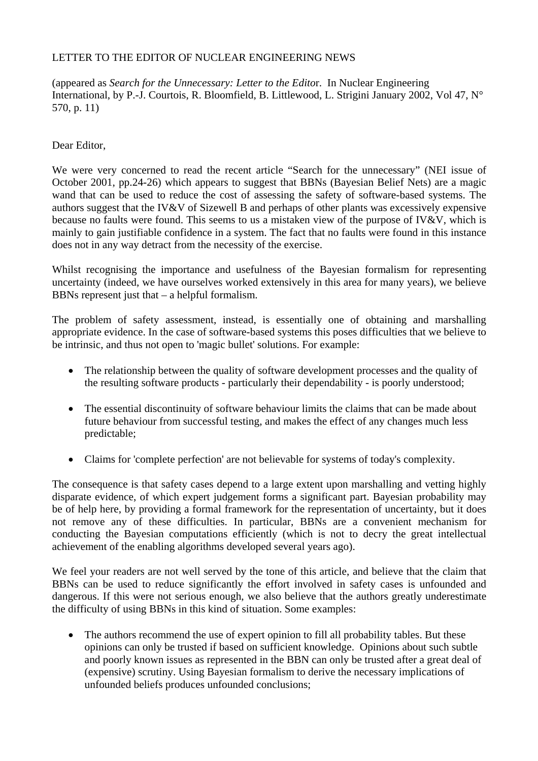LETTER TO THE EDITOR OF NUCLEAR ENGINEERING NEWS

(appeared as *Search for the Unnecessary: Letter to the Edito*r. In Nuclear Engineering International, by P.-J. Courtois, R. Bloomfield, B. Littlewood, L. Strigini January 2002, Vol 47, N° 570, p. 11)

Dear Editor,

We were very concerned to read the recent article "Search for the unnecessary" (NEI issue of October 2001, pp.24-26) which appears to suggest that BBNs (Bayesian Belief Nets) are a magic wand that can be used to reduce the cost of assessing the safety of software-based systems. The authors suggest that the IV&V of Sizewell B and perhaps of other plants was excessively expensive because no faults were found. This seems to us a mistaken view of the purpose of IV&V, which is mainly to gain justifiable confidence in a system. The fact that no faults were found in this instance does not in any way detract from the necessity of the exercise.

Whilst recognising the importance and usefulness of the Bayesian formalism for representing uncertainty (indeed, we have ourselves worked extensively in this area for many years), we believe BBNs represent just that – a helpful formalism.

The problem of safety assessment, instead, is essentially one of obtaining and marshalling appropriate evidence. In the case of software-based systems this poses difficulties that we believe to be intrinsic, and thus not open to 'magic bullet' solutions. For example:

- The relationship between the quality of software development processes and the quality of the resulting software products - particularly their dependability - is poorly understood;
- The essential discontinuity of software behaviour limits the claims that can be made about future behaviour from successful testing, and makes the effect of any changes much less predictable;
- Claims for 'complete perfection' are not believable for systems of today's complexity.

The consequence is that safety cases depend to a large extent upon marshalling and vetting highly disparate evidence, of which expert judgement forms a significant part. Bayesian probability may be of help here, by providing a formal framework for the representation of uncertainty, but it does not remove any of these difficulties. In particular, BBNs are a convenient mechanism for conducting the Bayesian computations efficiently (which is not to decry the great intellectual achievement of the enabling algorithms developed several years ago).

We feel your readers are not well served by the tone of this article, and believe that the claim that BBNs can be used to reduce significantly the effort involved in safety cases is unfounded and dangerous. If this were not serious enough, we also believe that the authors greatly underestimate the difficulty of using BBNs in this kind of situation. Some examples:

- The authors recommend the use of expert opinion to fill all probability tables. But these opinions can only be trusted if based on sufficient knowledge. Opinions about such subtle and poorly known issues as represented in the BBN can only be trusted after a great deal of (expensive) scrutiny. Using Bayesian formalism to derive the necessary implications of unfounded beliefs produces unfounded conclusions;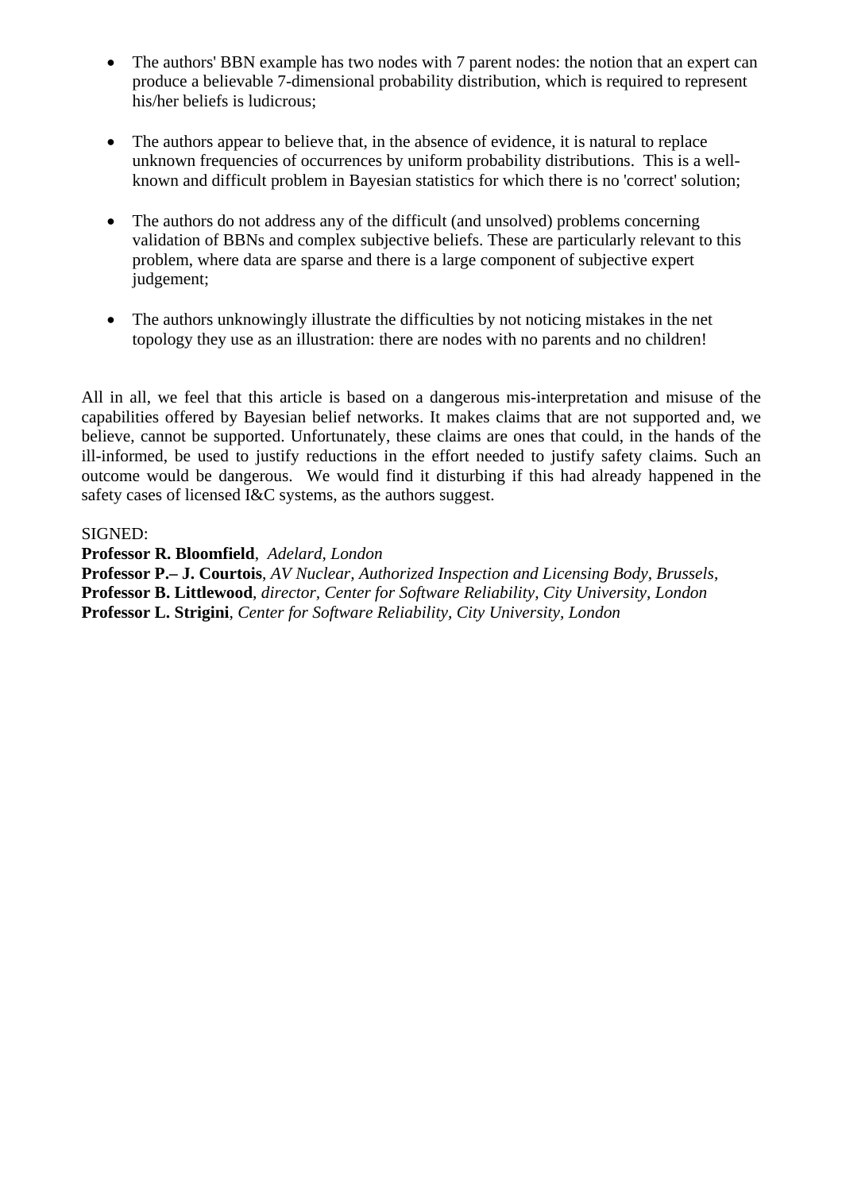- The authors' BBN example has two nodes with 7 parent nodes: the notion that an expert can produce a believable 7-dimensional probability distribution, which is required to represent his/her beliefs is ludicrous;

- The authors appear to believe that, in the absence of evidence, it is natural to replace unknown frequencies of occurrences by uniform probability distributions. This is a well-known and difficult problem in Bayesian statistics for which there is no 'correct' solution;

- The authors do not address any of the difficult (and unsolved) problems concerning validation of BBNs and complex subjective beliefs. These are particularly relevant to this problem, where data are sparse and there is a large component of subjective expert judgement;

- The authors unknowingly illustrate the difficulties by not noticing mistakes in the net topology they use as an illustration: there are nodes with no parents and no children!

All in all, we feel that this article is based on a dangerous mis-interpretation and misuse of the capabilities offered by Bayesian belief networks. It makes claims that are not supported and, we believe, cannot be supported. Unfortunately, these claims are ones that could, in the hands of the ill-informed, be used to justify reductions in the effort needed to justify safety claims. Such an outcome would be dangerous. We would find it disturbing if this had already happened in the safety cases of licensed I&C systems, as the authors suggest.

SIGNED:
**Professor R. Bloomfield**, *Adelard, London*
**Professor P.– J. Courtois**, *AV Nuclear, Authorized Inspection and Licensing Body, Brussels,*
**Professor B. Littlewood**, *director, Center for Software Reliability, City University, London*
**Professor L. Strigini**, *Center for Software Reliability, City University, London*